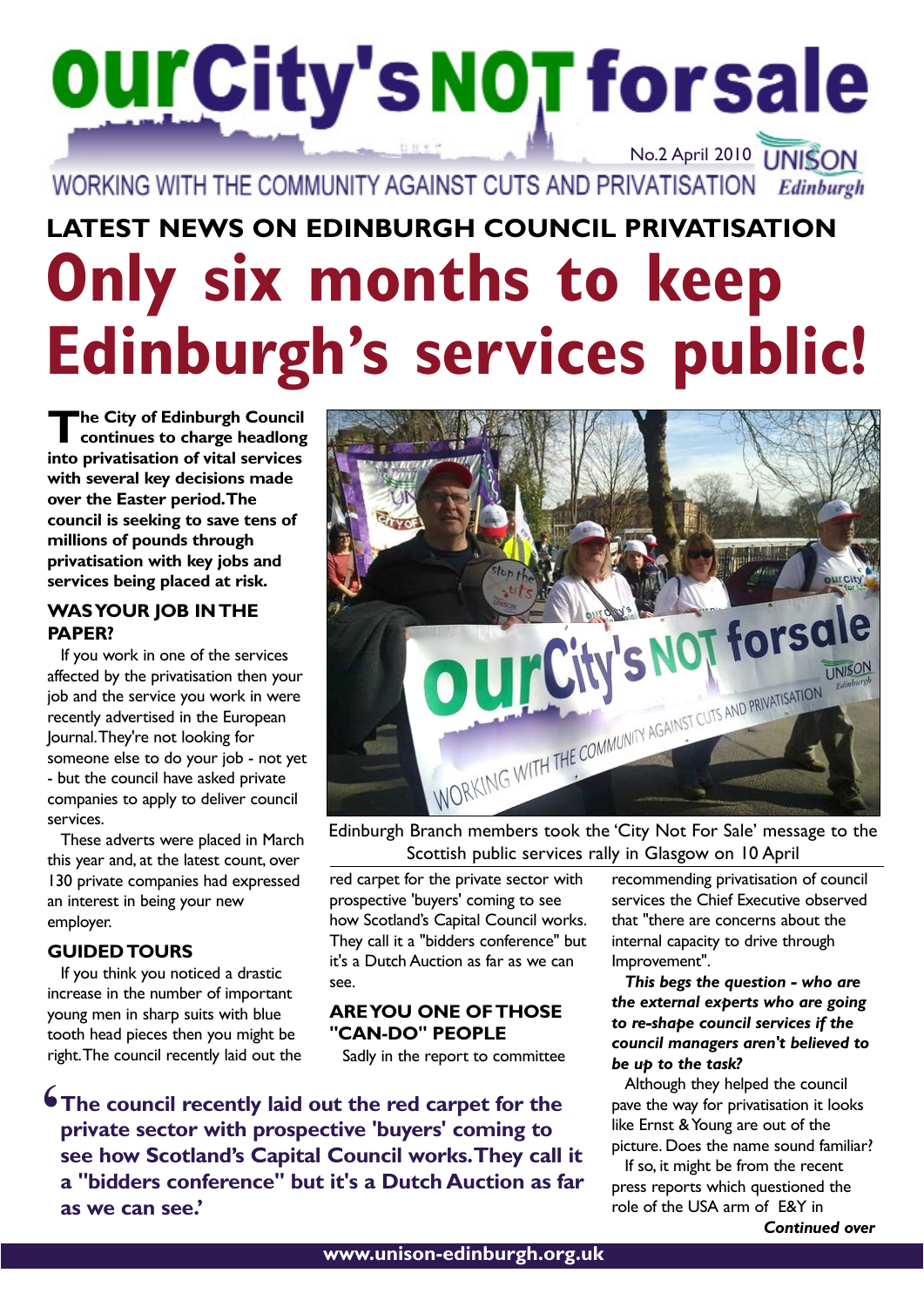# ourCity'sNOTforsale

No.2 April 2010 UNISON Edinburgh

WORKING WITH THE COMMUNITY AGAINST CUTS AND PRIVATISATION

## LATEST NEWS ON EDINBURGH COUNCIL PRIVATISATION

# Only six months to keep Edinburgh's services public!

**The City of Edinburgh Council continues to charge headlong into privatisation of vital services with several key decisions made over the Easter period. The council is seeking to save tens of millions of pounds through privatisation with key jobs and services being placed at risk.**

### WAS YOUR JOB IN THE PAPER?

If you work in one of the services affected by the privatisation then your job and the service you work in were recently advertised in the European Journal. They're not looking for someone else to do your job - not yet - but the council have asked private companies to apply to deliver council services.

These adverts were placed in March this year and, at the latest count, over 130 private companies had expressed an interest in being your new employer.

### GUIDED TOURS

If you think you noticed a drastic increase in the number of important young men in sharp suits with blue tooth head pieces then you might be right. The council recently laid out the red carpet for the private sector with prospective 'buyers' coming to see how Scotland's Capital Council works. They call it a "bidders conference" but it's a Dutch Auction as far as we can see.

Edinburgh Branch members took the 'City Not For Sale' message to the Scottish public services rally in Glasgow on 10 April

### ARE YOU ONE OF THOSE "CAN-DO" PEOPLE

Sadly in the report to committee recommending privatisation of council services the Chief Executive observed that "there are concerns about the internal capacity to drive through Improvement".

***This begs the question - who are the external experts who are going to re-shape council services if the council managers aren't believed to be up to the task?***

Although they helped the council pave the way for privatisation it looks like Ernst & Young are out of the picture. Does the name sound familiar?

If so, it might be from the recent press reports which questioned the role of the USA arm of E&Y in

***Continued over***

> **'The council recently laid out the red carpet for the private sector with prospective 'buyers' coming to see how Scotland's Capital Council works. They call it a "bidders conference" but it's a Dutch Auction as far as we can see.'**

www.unison-edinburgh.org.uk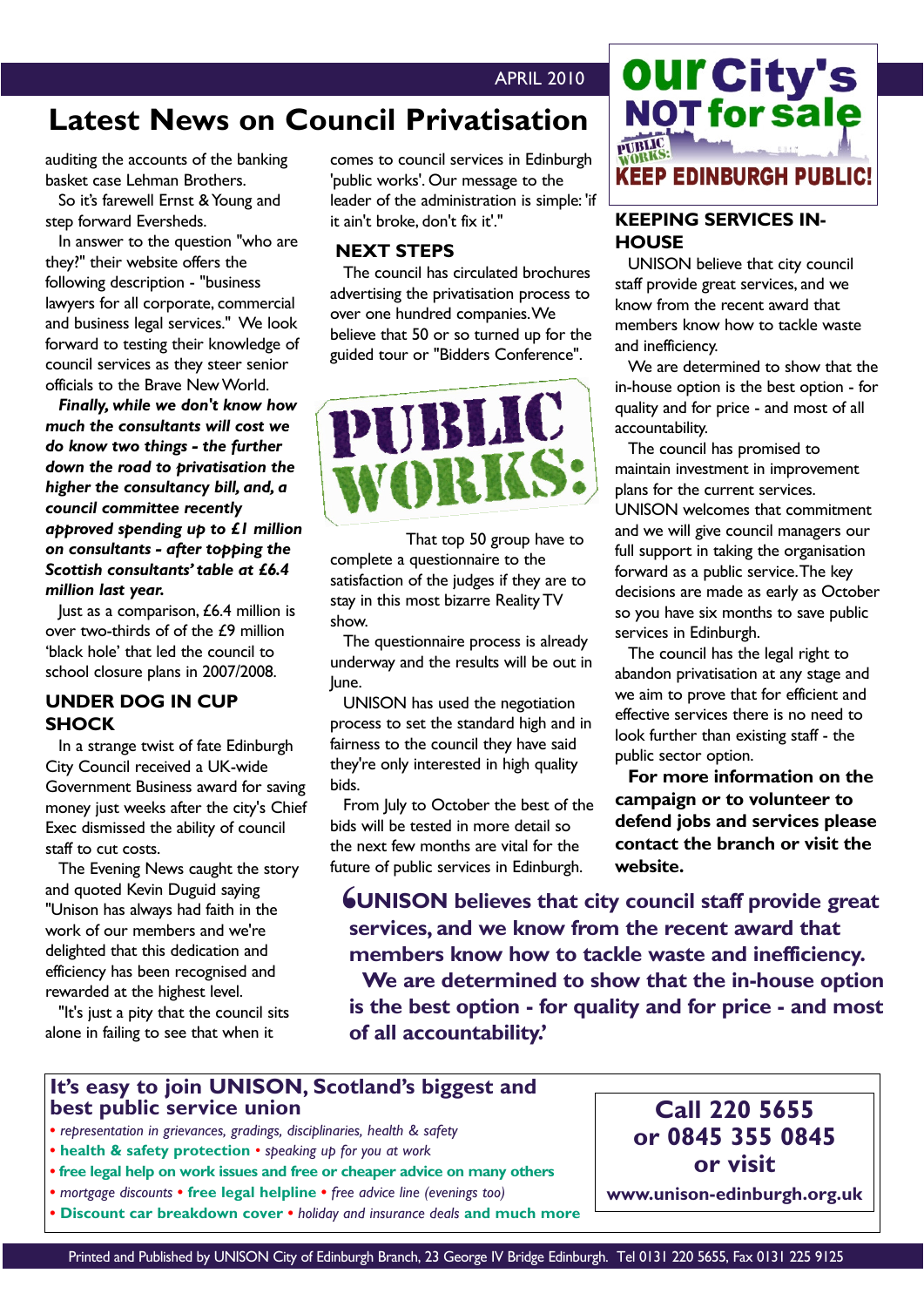APRIL 2010

# Latest News on Council Privatisation

auditing the accounts of the banking basket case Lehman Brothers.

So it's farewell Ernst & Young and step forward Eversheds.

In answer to the question "who are they?" their website offers the following description - "business lawyers for all corporate, commercial and business legal services." We look forward to testing their knowledge of council services as they steer senior officials to the Brave New World.

***Finally, while we don't know how much the consultants will cost we do know two things - the further down the road to privatisation the higher the consultancy bill, and, a council committee recently approved spending up to £1 million on consultants - after topping the Scottish consultants' table at £6.4 million last year.***

Just as a comparison, £6.4 million is over two-thirds of of the £9 million 'black hole' that led the council to school closure plans in 2007/2008.

## UNDER DOG IN CUP SHOCK

In a strange twist of fate Edinburgh City Council received a UK-wide Government Business award for saving money just weeks after the city's Chief Exec dismissed the ability of council staff to cut costs.

The Evening News caught the story and quoted Kevin Duguid saying "Unison has always had faith in the work of our members and we're delighted that this dedication and efficiency has been recognised and rewarded at the highest level.

"It's just a pity that the council sits alone in failing to see that when it comes to council services in Edinburgh 'public works'. Our message to the leader of the administration is simple: 'if it ain't broke, don't fix it'."

## NEXT STEPS

The council has circulated brochures advertising the privatisation process to over one hundred companies. We believe that 50 or so turned up for the guided tour or "Bidders Conference".

PUBLIC WORKS:

That top 50 group have to complete a questionnaire to the satisfaction of the judges if they are to stay in this most bizarre Reality TV show.

The questionnaire process is already underway and the results will be out in June.

UNISON has used the negotiation process to set the standard high and in fairness to the council they have said they're only interested in high quality bids.

From July to October the best of the bids will be tested in more detail so the next few months are vital for the future of public services in Edinburgh.

our City's NOT for sale

PUBLIC WORKS: KEEP EDINBURGH PUBLIC!

## KEEPING SERVICES IN-HOUSE

UNISON believe that city council staff provide great services, and we know from the recent award that members know how to tackle waste and inefficiency.

We are determined to show that the in-house option is the best option - for quality and for price - and most of all accountability.

The council has promised to maintain investment in improvement plans for the current services. UNISON welcomes that commitment and we will give council managers our full support in taking the organisation forward as a public service. The key decisions are made as early as October so you have six months to save public services in Edinburgh.

The council has the legal right to abandon privatisation at any stage and we aim to prove that for efficient and effective services there is no need to look further than existing staff - the public sector option.

**For more information on the campaign or to volunteer to defend jobs and services please contact the branch or visit the website.**

**'UNISON believes that city council staff provide great services, and we know from the recent award that members know how to tackle waste and inefficiency.**

**We are determined to show that the in-house option is the best option - for quality and for price - and most of all accountability.'**

## It's easy to join UNISON, Scotland's biggest and best public service union

- *representation in grievances, gradings, disciplinaries, health & safety*
- **health & safety protection** • *speaking up for you at work*
- **free legal help on work issues and free or cheaper advice on many others**
- *mortgage discounts* • **free legal helpline** • *free advice line (evenings too)*
- **Discount car breakdown cover** • *holiday and insurance deals* **and much more**

**Call 220 5655 or 0845 355 0845 or visit www.unison-edinburgh.org.uk**

Printed and Published by UNISON City of Edinburgh Branch, 23 George IV Bridge Edinburgh. Tel 0131 220 5655, Fax 0131 225 9125